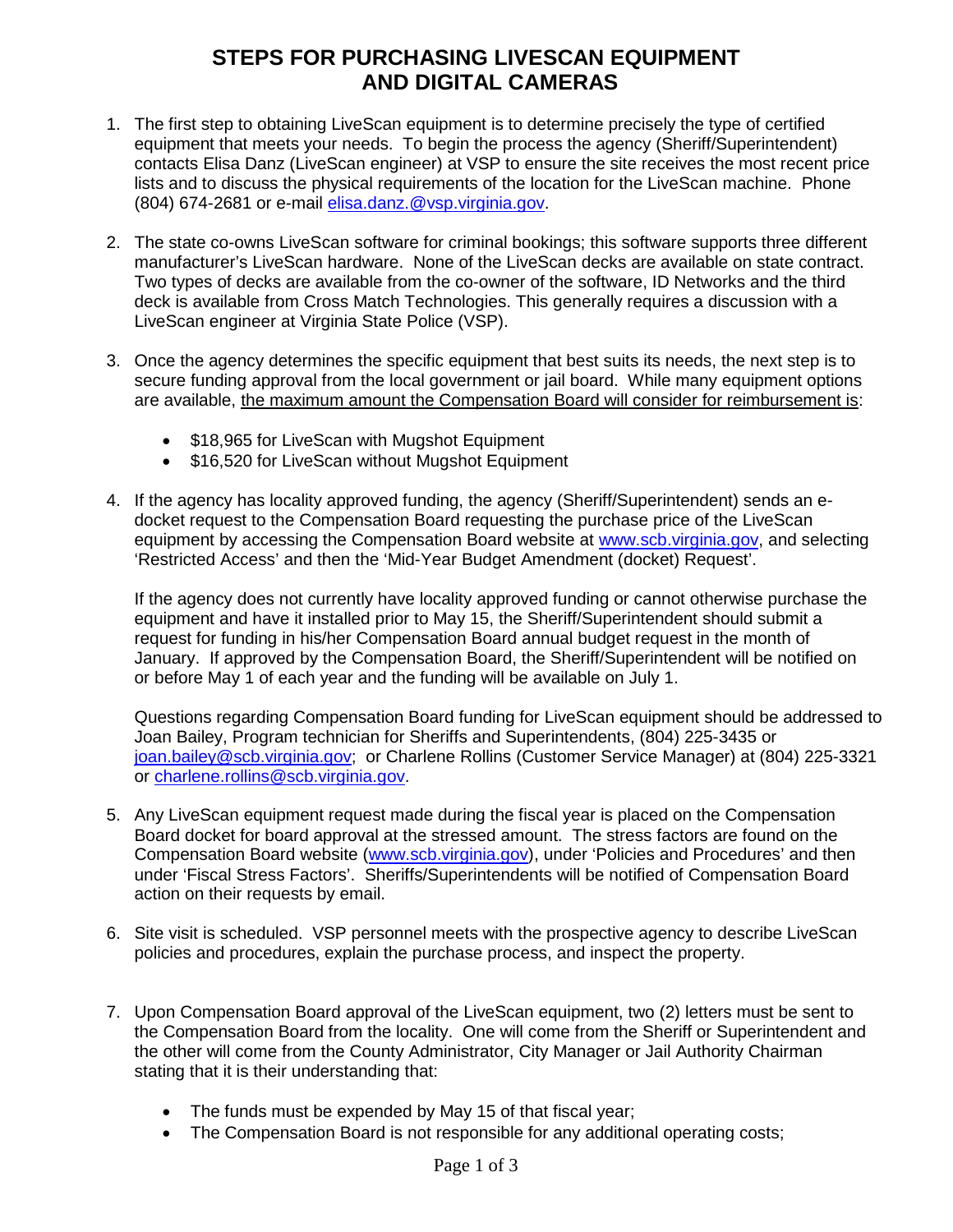# STEPS FOR PURCHASING LIVESCAN EQUIPMENT AND DIGITAL CAMERAS

1. The first step to obtaining LiveScan equipment is to determine precisely the type of certified equipment that meets your needs. To begin the process the agency (Sheriff/Superintendent) contacts Elisa Danz (LiveScan engineer) at VSP to ensure the site receives the most recent price lists and to discuss the physical requirements of the location for the LiveScan machine. Phone (804) 674-2681 or e-mail [elisa.danz.@vsp.virginia.gov](mailto:elisa.danz.@vsp.virginia.gov).

2. The state co-owns LiveScan software for criminal bookings; this software supports three different manufacturer's LiveScan hardware. None of the LiveScan decks are available on state contract. Two types of decks are available from the co-owner of the software, ID Networks and the third deck is available from Cross Match Technologies. This generally requires a discussion with a LiveScan engineer at Virginia State Police (VSP).

3. Once the agency determines the specific equipment that best suits its needs, the next step is to secure funding approval from the local government or jail board. While many equipment options are available, <u>the maximum amount the Compensation Board will consider for reimbursement is</u>:

   - $18,965 for LiveScan with Mugshot Equipment
   - $16,520 for LiveScan without Mugshot Equipment

4. If the agency has locality approved funding, the agency (Sheriff/Superintendent) sends an e-docket request to the Compensation Board requesting the purchase price of the LiveScan equipment by accessing the Compensation Board website at [www.scb.virginia.gov](http://www.scb.virginia.gov), and selecting 'Restricted Access' and then the 'Mid-Year Budget Amendment (docket) Request'.

   If the agency does not currently have locality approved funding or cannot otherwise purchase the equipment and have it installed prior to May 15, the Sheriff/Superintendent should submit a request for funding in his/her Compensation Board annual budget request in the month of January. If approved by the Compensation Board, the Sheriff/Superintendent will be notified on or before May 1 of each year and the funding will be available on July 1.

   Questions regarding Compensation Board funding for LiveScan equipment should be addressed to Joan Bailey, Program technician for Sheriffs and Superintendents, (804) 225-3435 or [joan.bailey@scb.virginia.gov](mailto:joan.bailey@scb.virginia.gov); or Charlene Rollins (Customer Service Manager) at (804) 225-3321 or [charlene.rollins@scb.virginia.gov](mailto:charlene.rollins@scb.virginia.gov).

5. Any LiveScan equipment request made during the fiscal year is placed on the Compensation Board docket for board approval at the stressed amount. The stress factors are found on the Compensation Board website ([www.scb.virginia.gov](http://www.scb.virginia.gov)), under 'Policies and Procedures' and then under 'Fiscal Stress Factors'. Sheriffs/Superintendents will be notified of Compensation Board action on their requests by email.

6. Site visit is scheduled. VSP personnel meets with the prospective agency to describe LiveScan policies and procedures, explain the purchase process, and inspect the property.

7. Upon Compensation Board approval of the LiveScan equipment, two (2) letters must be sent to the Compensation Board from the locality. One will come from the Sheriff or Superintendent and the other will come from the County Administrator, City Manager or Jail Authority Chairman stating that it is their understanding that:

   - The funds must be expended by May 15 of that fiscal year;
   - The Compensation Board is not responsible for any additional operating costs;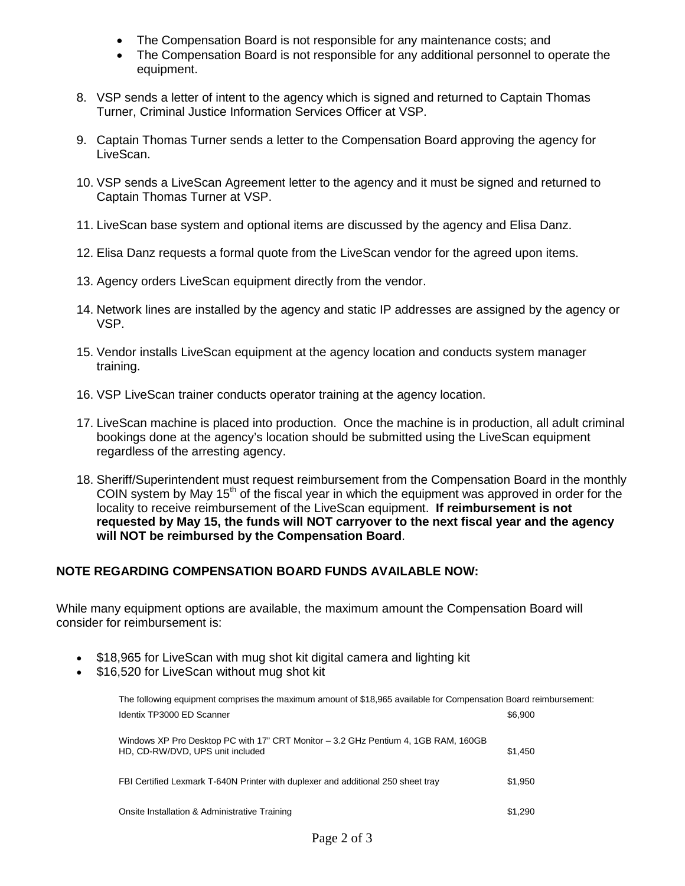- The Compensation Board is not responsible for any maintenance costs; and
- The Compensation Board is not responsible for any additional personnel to operate the equipment.

8. VSP sends a letter of intent to the agency which is signed and returned to Captain Thomas Turner, Criminal Justice Information Services Officer at VSP.

9. Captain Thomas Turner sends a letter to the Compensation Board approving the agency for LiveScan.

10. VSP sends a LiveScan Agreement letter to the agency and it must be signed and returned to Captain Thomas Turner at VSP.

11. LiveScan base system and optional items are discussed by the agency and Elisa Danz.

12. Elisa Danz requests a formal quote from the LiveScan vendor for the agreed upon items.

13. Agency orders LiveScan equipment directly from the vendor.

14. Network lines are installed by the agency and static IP addresses are assigned by the agency or VSP.

15. Vendor installs LiveScan equipment at the agency location and conducts system manager training.

16. VSP LiveScan trainer conducts operator training at the agency location.

17. LiveScan machine is placed into production. Once the machine is in production, all adult criminal bookings done at the agency's location should be submitted using the LiveScan equipment regardless of the arresting agency.

18. Sheriff/Superintendent must request reimbursement from the Compensation Board in the monthly COIN system by May 15th of the fiscal year in which the equipment was approved in order for the locality to receive reimbursement of the LiveScan equipment. **If reimbursement is not requested by May 15, the funds will NOT carryover to the next fiscal year and the agency will NOT be reimbursed by the Compensation Board**.

**NOTE REGARDING COMPENSATION BOARD FUNDS AVAILABLE NOW:**

While many equipment options are available, the maximum amount the Compensation Board will consider for reimbursement is:

- $18,965 for LiveScan with mug shot kit digital camera and lighting kit
- $16,520 for LiveScan without mug shot kit

The following equipment comprises the maximum amount of $18,965 available for Compensation Board reimbursement:

| Item | Cost |
|---|---|
| Identix TP3000 ED Scanner | $6,900 |
| Windows XP Pro Desktop PC with 17" CRT Monitor – 3.2 GHz Pentium 4, 1GB RAM, 160GB HD, CD-RW/DVD, UPS unit included | $1,450 |
| FBI Certified Lexmark T-640N Printer with duplexer and additional 250 sheet tray | $1,950 |
| Onsite Installation & Administrative Training | $1,290 |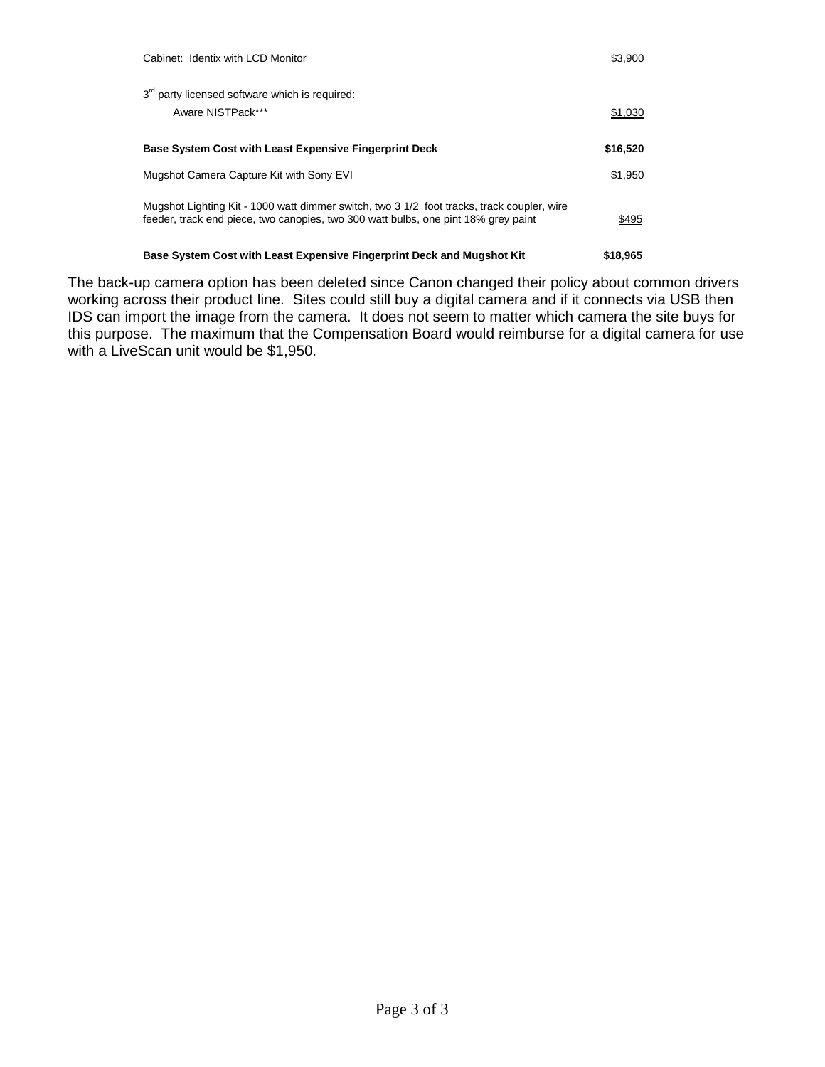| | |
|---|---|
| Cabinet: Identix with LCD Monitor | $3,900 |
| 3rd party licensed software which is required: | |
| Aware NISTPack*** | $1,030 |
| **Base System Cost with Least Expensive Fingerprint Deck** | **$16,520** |
| Mugshot Camera Capture Kit with Sony EVI | $1,950 |
| Mugshot Lighting Kit - 1000 watt dimmer switch, two 3 1/2 foot tracks, track coupler, wire feeder, track end piece, two canopies, two 300 watt bulbs, one pint 18% grey paint | $495 |
| **Base System Cost with Least Expensive Fingerprint Deck and Mugshot Kit** | **$18,965** |

The back-up camera option has been deleted since Canon changed their policy about common drivers working across their product line. Sites could still buy a digital camera and if it connects via USB then IDS can import the image from the camera. It does not seem to matter which camera the site buys for this purpose. The maximum that the Compensation Board would reimburse for a digital camera for use with a LiveScan unit would be $1,950.